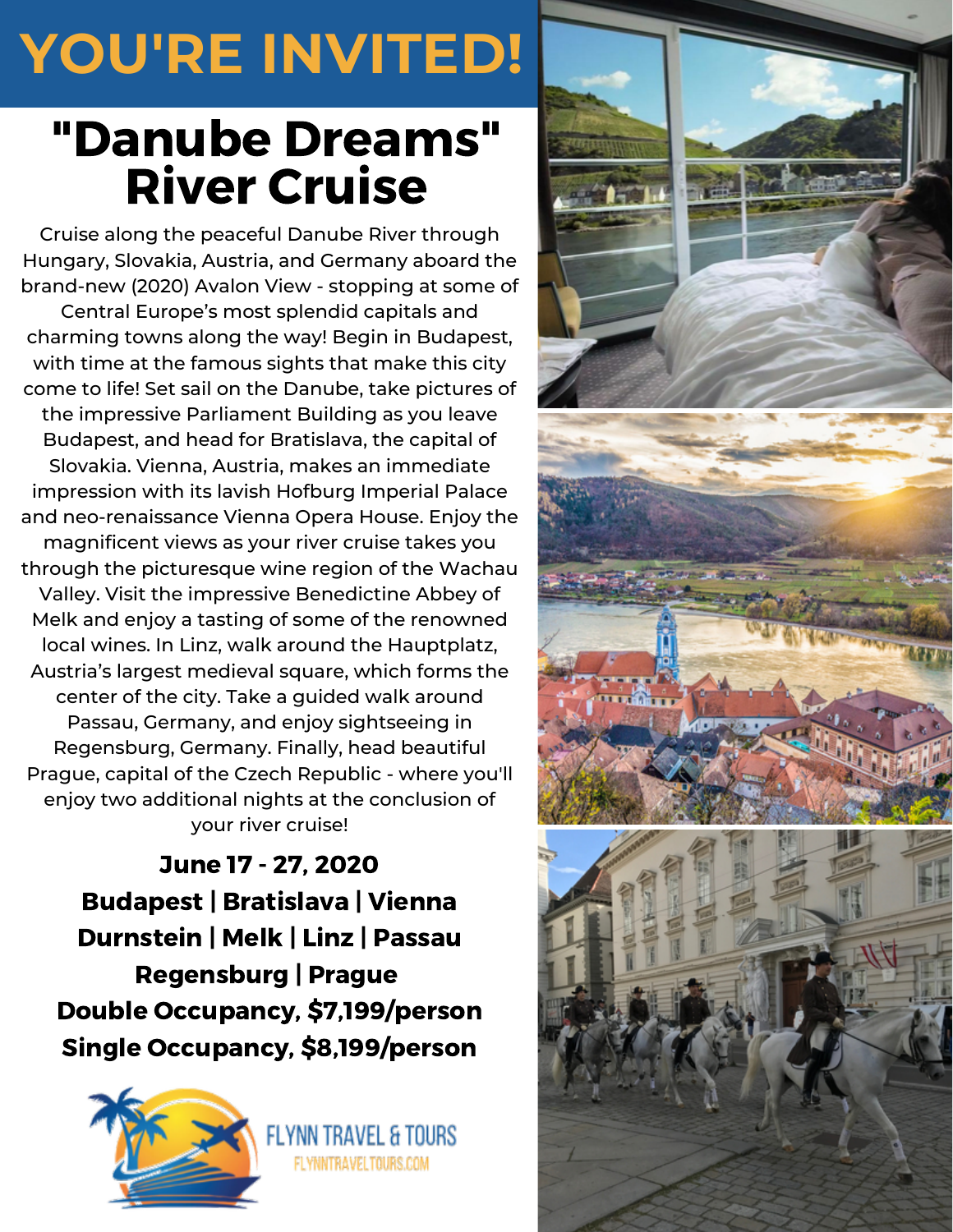# YOU'RE INVITED!

## "Danube Dreams" River Cruise

Cruise along the peaceful Danube River through Hungary, Slovakia, Austria, and Germany aboard the brand-new (2020) Avalon View - stopping at some of Central Europe's most splendid capitals and charming towns along the way! Begin in Budapest, with time at the famous sights that make this city come to life! Set sail on the Danube, take pictures of the impressive Parliament Building as you leave Budapest, and head for Bratislava, the capital of Slovakia. Vienna, Austria, makes an immediate impression with its lavish Hofburg Imperial Palace and neo-renaissance Vienna Opera House. Enjoy the magnificent views as your river cruise takes you through the picturesque wine region of the Wachau Valley. Visit the impressive Benedictine Abbey of Melk and enjoy a tasting of some of the renowned local wines. In Linz, walk around the Hauptplatz, Austria's largest medieval square, which forms the center of the city. Take a guided walk around Passau, Germany, and enjoy sightseeing in Regensburg, Germany. Finally, head beautiful Prague, capital of the Czech Republic - where you'll enjoy two additional nights at the conclusion of your river cruise!

**June 17 - 27, 2020**

**Budapest | Bratislava | Vienna**

**Durnstein | Melk | Linz | Passau**

**Regensburg | Prague**

**Double Occupancy, $7,199/person**

**Single Occupancy, $8,199/person**

FLYNN TRAVEL & TOURS

FLYNNTRAVELTOURS.COM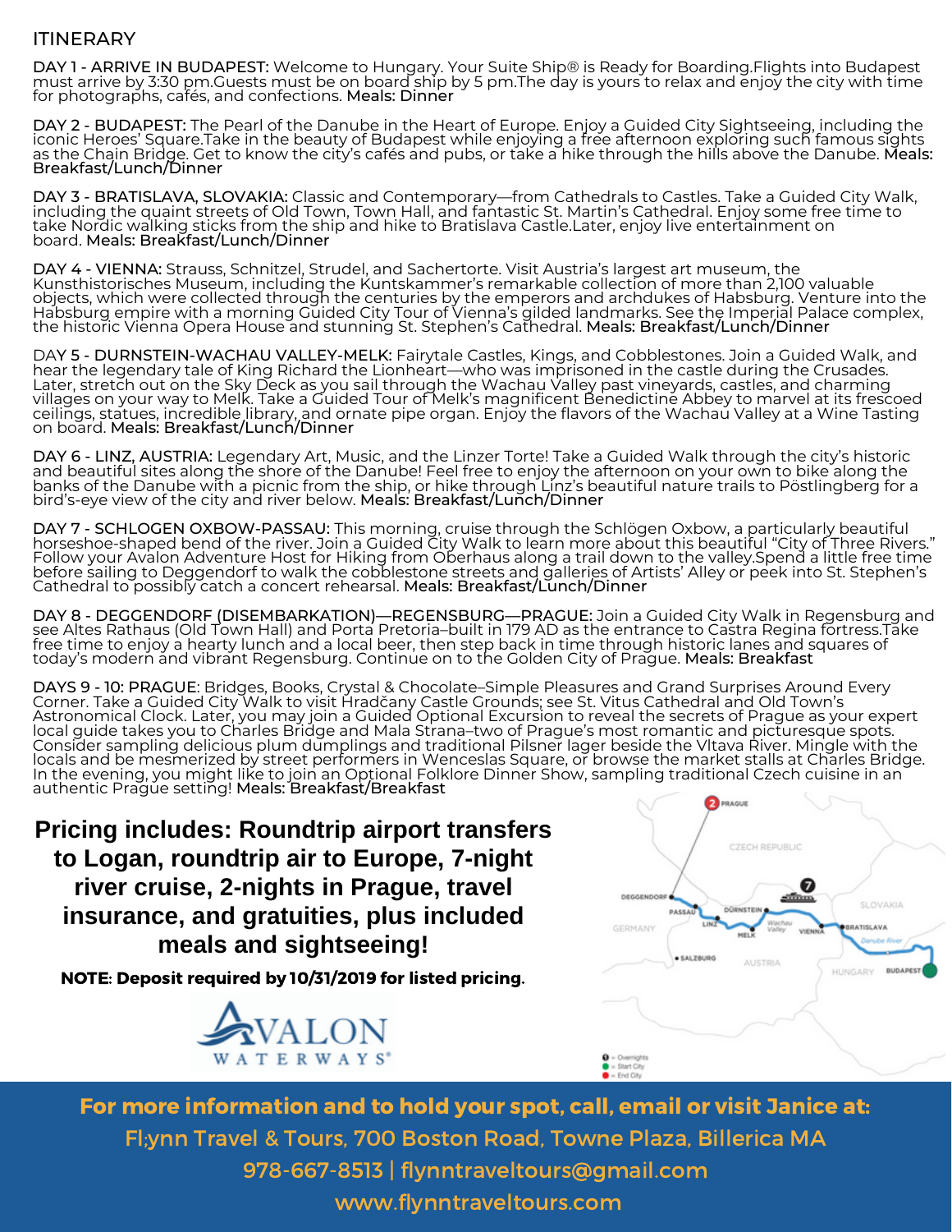ITINERARY

**DAY 1 - ARRIVE IN BUDAPEST:** Welcome to Hungary. Your Suite Ship® is Ready for Boarding.Flights into Budapest must arrive by 3:30 pm.Guests must be on board ship by 5 pm.The day is yours to relax and enjoy the city with time for photographs, cafés, and confections. **Meals: Dinner**

**DAY 2 - BUDAPEST:** The Pearl of the Danube in the Heart of Europe. Enjoy a Guided City Sightseeing, including the iconic Heroes' Square.Take in the beauty of Budapest while enjoying a free afternoon exploring such famous sights as the Chain Bridge. Get to know the city's cafés and pubs, or take a hike through the hills above the Danube. **Meals: Breakfast/Lunch/Dinner**

**DAY 3 - BRATISLAVA, SLOVAKIA:** Classic and Contemporary—from Cathedrals to Castles. Take a Guided City Walk, including the quaint streets of Old Town, Town Hall, and fantastic St. Martin's Cathedral. Enjoy some free time to take Nordic walking sticks from the ship and hike to Bratislava Castle.Later, enjoy live entertainment on board. **Meals: Breakfast/Lunch/Dinner**

**DAY 4 - VIENNA:** Strauss, Schnitzel, Strudel, and Sachertorte. Visit Austria's largest art museum, the Kunsthistorisches Museum, including the Kuntskammer's remarkable collection of more than 2,100 valuable objects, which were collected through the centuries by the emperors and archdukes of Habsburg. Venture into the Habsburg empire with a morning Guided City Tour of Vienna's gilded landmarks. See the Imperial Palace complex, the historic Vienna Opera House and stunning St. Stephen's Cathedral. **Meals: Breakfast/Lunch/Dinner**

DAY **5 - DURNSTEIN-WACHAU VALLEY-MELK:** Fairytale Castles, Kings, and Cobblestones. Join a Guided Walk, and hear the legendary tale of King Richard the Lionheart—who was imprisoned in the castle during the Crusades. Later, stretch out on the Sky Deck as you sail through the Wachau Valley past vineyards, castles, and charming villages on your way to Melk. Take a Guided Tour of Melk's magnificent Benedictine Abbey to marvel at its frescoed ceilings, statues, incredible library, and ornate pipe organ. Enjoy the flavors of the Wachau Valley at a Wine Tasting on board. **Meals: Breakfast/Lunch/Dinner**

**DAY 6 - LINZ, AUSTRIA:** Legendary Art, Music, and the Linzer Torte! Take a Guided Walk through the city's historic and beautiful sites along the shore of the Danube! Feel free to enjoy the afternoon on your own to bike along the banks of the Danube with a picnic from the ship, or hike through Linz's beautiful nature trails to Pöstlingberg for a bird's-eye view of the city and river below. **Meals: Breakfast/Lunch/Dinner**

**DAY 7 - SCHLOGEN OXBOW-PASSAU:** This morning, cruise through the Schlögen Oxbow, a particularly beautiful horseshoe-shaped bend of the river. Join a Guided City Walk to learn more about this beautiful "City of Three Rivers." Follow your Avalon Adventure Host for Hiking from Oberhaus along a trail down to the valley.Spend a little free time before sailing to Deggendorf to walk the cobblestone streets and galleries of Artists' Alley or peek into St. Stephen's Cathedral to possibly catch a concert rehearsal. **Meals: Breakfast/Lunch/Dinner**

**DAY 8 - DEGGENDORF (DISEMBARKATION)—REGENSBURG—PRAGUE:** Join a Guided City Walk in Regensburg and see Altes Rathaus (Old Town Hall) and Porta Pretoria–built in 179 AD as the entrance to Castra Regina fortress.Take free time to enjoy a hearty lunch and a local beer, then step back in time through historic lanes and squares of today's modern and vibrant Regensburg. Continue on to the Golden City of Prague. **Meals: Breakfast**

**DAYS 9 - 10: PRAGUE**: Bridges, Books, Crystal & Chocolate–Simple Pleasures and Grand Surprises Around Every Corner. Take a Guided City Walk to visit Hradčany Castle Grounds; see St. Vitus Cathedral and Old Town's Astronomical Clock. Later, you may join a Guided Optional Excursion to reveal the secrets of Prague as your expert local guide takes you to Charles Bridge and Mala Strana–two of Prague's most romantic and picturesque spots. Consider sampling delicious plum dumplings and traditional Pilsner lager beside the Vltava River. Mingle with the locals and be mesmerized by street performers in Wenceslas Square, or browse the market stalls at Charles Bridge. In the evening, you might like to join an Optional Folklore Dinner Show, sampling traditional Czech cuisine in an authentic Prague setting! **Meals: Breakfast/Breakfast**

**Pricing includes: Roundtrip airport transfers to Logan, roundtrip air to Europe, 7-night river cruise, 2-nights in Prague, travel insurance, and gratuities, plus included meals and sightseeing!**

**NOTE: Deposit required by 10/31/2019 for listed pricing.**

AVALON WATERWAYS®

2 PRAGUE
CZECH REPUBLIC
7
DEGGENDORF
PASSAU
DÜRNSTEIN
SLOVAKIA
GERMANY
LINZ
Wachau Valley
MELK
VIENNA
BRATISLAVA
Danube River
SALZBURG
AUSTRIA
HUNGARY
BUDAPEST
= Overnights
= Start City
= End City

**For more information and to hold your spot, call, email or visit Janice at:**

Fl;ynn Travel & Tours, 700 Boston Road, Towne Plaza, Billerica MA

978-667-8513 | flynntraveltours@gmail.com

www.flynntraveltours.com